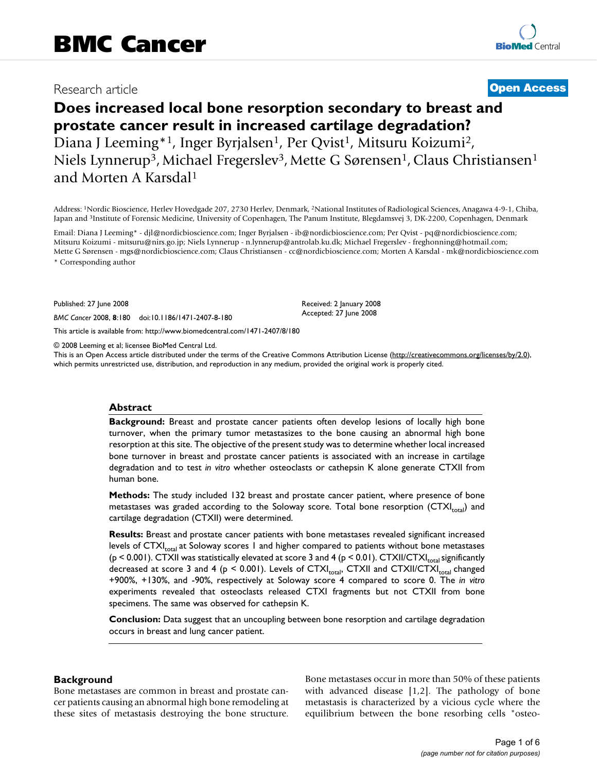# BMC Cancer

Research article

**Open Access**

# Does increased local bone resorption secondary to breast and prostate cancer result in increased cartilage degradation?

Diana J Leeming*[1], Inger Byrjalsen[1], Per Qvist[1], Mitsuru Koizumi[2], Niels Lynnerup[3], Michael Fregerslev[3], Mette G Sørensen[1], Claus Christiansen[1] and Morten A Karsdal[1]

Address: [1]Nordic Bioscience, Herlev Hovedgade 207, 2730 Herlev, Denmark, [2]National Institutes of Radiological Sciences, Anagawa 4-9-1, Chiba, Japan and [3]Institute of Forensic Medicine, University of Copenhagen, The Panum Institute, Blegdamsvej 3, DK-2200, Copenhagen, Denmark

Email: Diana J Leeming* - djl@nordicbioscience.com; Inger Byrjalsen - ib@nordicbioscience.com; Per Qvist - pq@nordicbioscience.com; Mitsuru Koizumi - mitsuru@nirs.go.jp; Niels Lynnerup - n.lynnerup@antrolab.ku.dk; Michael Fregerslev - freghonning@hotmail.com; Mette G Sørensen - mgs@nordicbioscience.com; Claus Christiansen - cc@nordicbioscience.com; Morten A Karsdal - mk@nordicbioscience.com

\* Corresponding author

Published: 27 June 2008

*BMC Cancer* 2008, **8**:180 doi:10.1186/1471-2407-8-180

Received: 2 January 2008
Accepted: 27 June 2008

This article is available from: http://www.biomedcentral.com/1471-2407/8/180

© 2008 Leeming et al; licensee BioMed Central Ltd.
This is an Open Access article distributed under the terms of the Creative Commons Attribution License (http://creativecommons.org/licenses/by/2.0), which permits unrestricted use, distribution, and reproduction in any medium, provided the original work is properly cited.

## Abstract

**Background:** Breast and prostate cancer patients often develop lesions of locally high bone turnover, when the primary tumor metastasizes to the bone causing an abnormal high bone resorption at this site. The objective of the present study was to determine whether local increased bone turnover in breast and prostate cancer patients is associated with an increase in cartilage degradation and to test *in vitro* whether osteoclasts or cathepsin K alone generate CTXII from human bone.

**Methods:** The study included 132 breast and prostate cancer patient, where presence of bone metastases was graded according to the Soloway score. Total bone resorption ($CTXI_{total}$) and cartilage degradation (CTXII) were determined.

**Results:** Breast and prostate cancer patients with bone metastases revealed significant increased levels of $CTXI_{total}$ at Soloway scores 1 and higher compared to patients without bone metastases ($p < 0.001$). CTXII was statistically elevated at score 3 and 4 ($p < 0.01$). $CTXII/CTXI_{total}$ significantly decreased at score 3 and 4 ($p < 0.001$). Levels of $CTXI_{total}$, CTXII and $CTXII/CTXI_{total}$ changed +900%, +130%, and -90%, respectively at Soloway score 4 compared to score 0. The *in vitro* experiments revealed that osteoclasts released CTXI fragments but not CTXII from bone specimens. The same was observed for cathepsin K.

**Conclusion:** Data suggest that an uncoupling between bone resorption and cartilage degradation occurs in breast and lung cancer patient.

## Background

Bone metastases are common in breast and prostate cancer patients causing an abnormal high bone remodeling at these sites of metastasis destroying the bone structure. Bone metastases occur in more than 50% of these patients with advanced disease [1,2]. The pathology of bone metastasis is characterized by a vicious cycle where the equilibrium between the bone resorbing cells "osteo-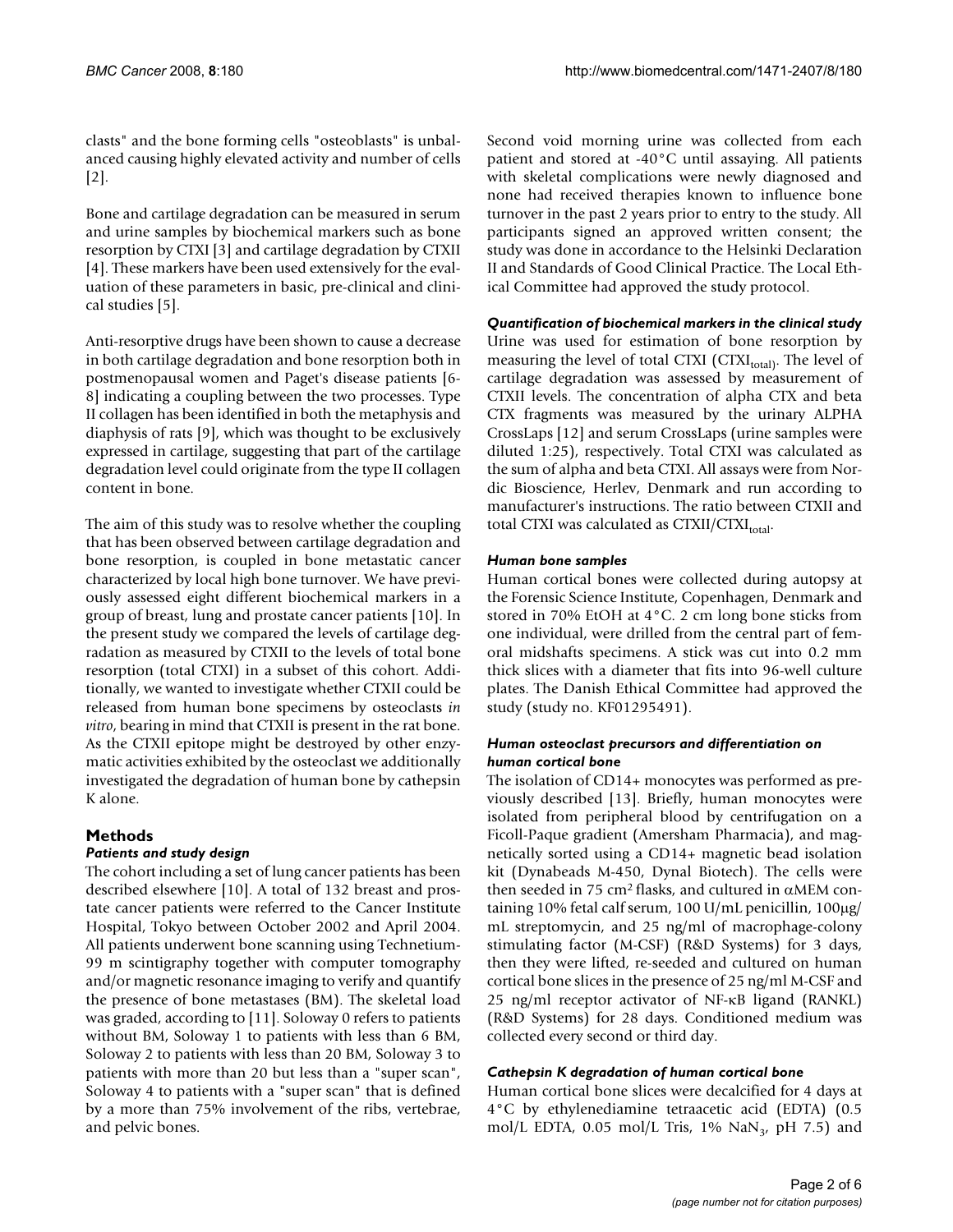clasts" and the bone forming cells "osteoblasts" is unbalanced causing highly elevated activity and number of cells [2].

Bone and cartilage degradation can be measured in serum and urine samples by biochemical markers such as bone resorption by CTXI [3] and cartilage degradation by CTXII [4]. These markers have been used extensively for the evaluation of these parameters in basic, pre-clinical and clinical studies [5].

Anti-resorptive drugs have been shown to cause a decrease in both cartilage degradation and bone resorption both in postmenopausal women and Paget's disease patients [6-8] indicating a coupling between the two processes. Type II collagen has been identified in both the metaphysis and diaphysis of rats [9], which was thought to be exclusively expressed in cartilage, suggesting that part of the cartilage degradation level could originate from the type II collagen content in bone.

The aim of this study was to resolve whether the coupling that has been observed between cartilage degradation and bone resorption, is coupled in bone metastatic cancer characterized by local high bone turnover. We have previously assessed eight different biochemical markers in a group of breast, lung and prostate cancer patients [10]. In the present study we compared the levels of cartilage degradation as measured by CTXII to the levels of total bone resorption (total CTXI) in a subset of this cohort. Additionally, we wanted to investigate whether CTXII could be released from human bone specimens by osteoclasts *in vitro*, bearing in mind that CTXII is present in the rat bone. As the CTXII epitope might be destroyed by other enzymatic activities exhibited by the osteoclast we additionally investigated the degradation of human bone by cathepsin K alone.

## Methods

### *Patients and study design*

The cohort including a set of lung cancer patients has been described elsewhere [10]. A total of 132 breast and prostate cancer patients were referred to the Cancer Institute Hospital, Tokyo between October 2002 and April 2004. All patients underwent bone scanning using Technetium-99 m scintigraphy together with computer tomography and/or magnetic resonance imaging to verify and quantify the presence of bone metastases (BM). The skeletal load was graded, according to [11]. Soloway 0 refers to patients without BM, Soloway 1 to patients with less than 6 BM, Soloway 2 to patients with less than 20 BM, Soloway 3 to patients with more than 20 but less than a "super scan", Soloway 4 to patients with a "super scan" that is defined by a more than 75% involvement of the ribs, vertebrae, and pelvic bones.

Second void morning urine was collected from each patient and stored at -40°C until assaying. All patients with skeletal complications were newly diagnosed and none had received therapies known to influence bone turnover in the past 2 years prior to entry to the study. All participants signed an approved written consent; the study was done in accordance to the Helsinki Declaration II and Standards of Good Clinical Practice. The Local Ethical Committee had approved the study protocol.

### *Quantification of biochemical markers in the clinical study*

Urine was used for estimation of bone resorption by measuring the level of total CTXI ($CTXI_{total}$). The level of cartilage degradation was assessed by measurement of CTXII levels. The concentration of alpha CTX and beta CTX fragments was measured by the urinary ALPHA CrossLaps [12] and serum CrossLaps (urine samples were diluted 1:25), respectively. Total CTXI was calculated as the sum of alpha and beta CTXI. All assays were from Nordic Bioscience, Herlev, Denmark and run according to manufacturer's instructions. The ratio between CTXII and total CTXI was calculated as $CTXII/CTXI_{total}$.

### *Human bone samples*

Human cortical bones were collected during autopsy at the Forensic Science Institute, Copenhagen, Denmark and stored in 70% EtOH at 4°C. 2 cm long bone sticks from one individual, were drilled from the central part of femoral midshafts specimens. A stick was cut into 0.2 mm thick slices with a diameter that fits into 96-well culture plates. The Danish Ethical Committee had approved the study (study no. KF01295491).

### *Human osteoclast precursors and differentiation on human cortical bone*

The isolation of CD14+ monocytes was performed as previously described [13]. Briefly, human monocytes were isolated from peripheral blood by centrifugation on a Ficoll-Paque gradient (Amersham Pharmacia), and magnetically sorted using a CD14+ magnetic bead isolation kit (Dynabeads M-450, Dynal Biotech). The cells were then seeded in 75 cm² flasks, and cultured in αMEM containing 10% fetal calf serum, 100 U/mL penicillin, 100μg/mL streptomycin, and 25 ng/ml of macrophage-colony stimulating factor (M-CSF) (R&D Systems) for 3 days, then they were lifted, re-seeded and cultured on human cortical bone slices in the presence of 25 ng/ml M-CSF and 25 ng/ml receptor activator of NF-κB ligand (RANKL) (R&D Systems) for 28 days. Conditioned medium was collected every second or third day.

### *Cathepsin K degradation of human cortical bone*

Human cortical bone slices were decalcified for 4 days at 4°C by ethylenediamine tetraacetic acid (EDTA) (0.5 mol/L EDTA, 0.05 mol/L Tris, 1% $NaN_3$, pH 7.5) and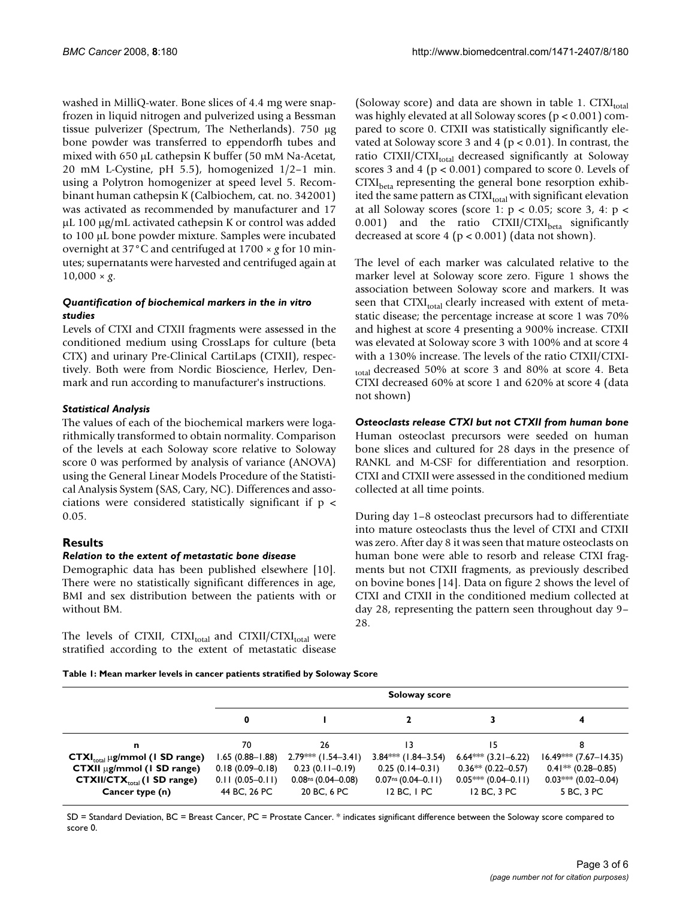washed in MilliQ-water. Bone slices of 4.4 mg were snap-frozen in liquid nitrogen and pulverized using a Bessman tissue pulverizer (Spectrum, The Netherlands). 750 μg bone powder was transferred to eppendorfh tubes and mixed with 650 μL cathepsin K buffer (50 mM Na-Acetat, 20 mM L-Cystine, pH 5.5), homogenized 1/2–1 min. using a Polytron homogenizer at speed level 5. Recombinant human cathepsin K (Calbiochem, cat. no. 342001) was activated as recommended by manufacturer and 17 μL 100 μg/mL activated cathepsin K or control was added to 100 μL bone powder mixture. Samples were incubated overnight at 37°C and centrifuged at 1700 × *g* for 10 minutes; supernatants were harvested and centrifuged again at 10,000 × *g*.

### *Quantification of biochemical markers in the in vitro studies*

Levels of CTXI and CTXII fragments were assessed in the conditioned medium using CrossLaps for culture (beta CTX) and urinary Pre-Clinical CartiLaps (CTXII), respectively. Both were from Nordic Bioscience, Herlev, Denmark and run according to manufacturer's instructions.

### *Statistical Analysis*

The values of each of the biochemical markers were logarithmically transformed to obtain normality. Comparison of the levels at each Soloway score relative to Soloway score 0 was performed by analysis of variance (ANOVA) using the General Linear Models Procedure of the Statistical Analysis System (SAS, Cary, NC). Differences and associations were considered statistically significant if $p < 0.05$.

## Results

### *Relation to the extent of metastatic bone disease*

Demographic data has been published elsewhere [10]. There were no statistically significant differences in age, BMI and sex distribution between the patients with or without BM.

The levels of CTXII, $CTXI_{total}$ and $CTXII/CTXI_{total}$ were stratified according to the extent of metastatic disease (Soloway score) and data are shown in table 1. $CTXI_{total}$ was highly elevated at all Soloway scores ($p < 0.001$) compared to score 0. CTXII was statistically significantly elevated at Soloway score 3 and 4 ($p < 0.01$). In contrast, the ratio $CTXII/CTXI_{total}$ decreased significantly at Soloway scores 3 and 4 ($p < 0.001$) compared to score 0. Levels of $CTXI_{beta}$ representing the general bone resorption exhibited the same pattern as $CTXI_{total}$ with significant elevation at all Soloway scores (score 1: $p < 0.05$; score 3, 4: $p < 0.001$) and the ratio $CTXII/CTXI_{beta}$ significantly decreased at score 4 ($p < 0.001$) (data not shown).

The level of each marker was calculated relative to the marker level at Soloway score zero. Figure 1 shows the association between Soloway score and markers. It was seen that $CTXI_{total}$ clearly increased with extent of metastatic disease; the percentage increase at score 1 was 70% and highest at score 4 presenting a 900% increase. CTXII was elevated at Soloway score 3 with 100% and at score 4 with a 130% increase. The levels of the ratio $CTXII/CTXI_{total}$ decreased 50% at score 3 and 80% at score 4. Beta CTXI decreased 60% at score 1 and 620% at score 4 (data not shown)

### *Osteoclasts release CTXI but not CTXII from human bone*

Human osteoclast precursors were seeded on human bone slices and cultured for 28 days in the presence of RANKL and M-CSF for differentiation and resorption. CTXI and CTXII were assessed in the conditioned medium collected at all time points.

During day 1–8 osteoclast precursors had to differentiate into mature osteoclasts thus the level of CTXI and CTXII was zero. After day 8 it was seen that mature osteoclasts on human bone were able to resorb and release CTXI fragments but not CTXII fragments, as previously described on bovine bones [14]. Data on figure 2 shows the level of CTXI and CTXII in the conditioned medium collected at day 28, representing the pattern seen throughout day 9–28.

**Table 1: Mean marker levels in cancer patients stratified by Soloway Score**

| | Soloway score | | | | |
|---|---|---|---|---|---|
| | **0** | **1** | **2** | **3** | **4** |
| **n** | 70 | 26 | 13 | 15 | 8 |
| **$CTXI_{total}$ μg/mmol (1 SD range)** | 1.65 (0.88–1.88) | 2.79*** (1.54–3.41) | 3.84*** (1.84–3.54) | 6.64*** (3.21–6.22) | 16.49*** (7.67–14.35) |
| **CTXII μg/mmol (1 SD range)** | 0.18 (0.09–0.18) | 0.23 (0.11–0.19) | 0.25 (0.14–0.31) | 0.36** (0.22–0.57) | 0.41** (0.28–0.85) |
| **$CTXII/CTX_{total}$ (1 SD range)** | 0.11 (0.05–0.11) | 0.08ns (0.04–0.08) | 0.07ns (0.04–0.11) | 0.05*** (0.04–0.11) | 0.03*** (0.02–0.04) |
| **Cancer type (n)** | 44 BC, 26 PC | 20 BC, 6 PC | 12 BC, 1 PC | 12 BC, 3 PC | 5 BC, 3 PC |

SD = Standard Deviation, BC = Breast Cancer, PC = Prostate Cancer. * indicates significant difference between the Soloway score compared to score 0.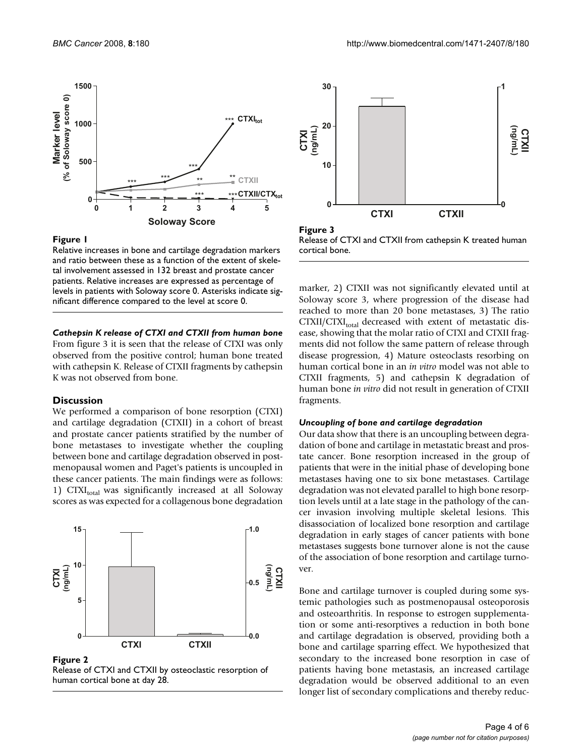**Figure 1**

Relative increases in bone and cartilage degradation markers and ratio between these as a function of the extent of skeletal involvement assessed in 132 breast and prostate cancer patients. Relative increases are expressed as percentage of levels in patients with Soloway score 0. Asterisks indicate significant difference compared to the level at score 0.

### *Cathepsin K release of CTXI and CTXII from human bone*

From figure 3 it is seen that the release of CTXI was only observed from the positive control; human bone treated with cathepsin K. Release of CTXII fragments by cathepsin K was not observed from bone.

## Discussion

We performed a comparison of bone resorption (CTXI) and cartilage degradation (CTXII) in a cohort of breast and prostate cancer patients stratified by the number of bone metastases to investigate whether the coupling between bone and cartilage degradation observed in postmenopausal women and Paget's patients is uncoupled in these cancer patients. The main findings were as follows: 1) $CTXI_{total}$ was significantly increased at all Soloway scores as was expected for a collagenous bone degradation marker, 2) CTXII was not significantly elevated until at Soloway score 3, where progression of the disease had reached to more than 20 bone metastases, 3) The ratio $CTXII/CTXI_{total}$ decreased with extent of metastatic disease, showing that the molar ratio of CTXI and CTXII fragments did not follow the same pattern of release through disease progression, 4) Mature osteoclasts resorbing on human cortical bone in an *in vitro* model was not able to CTXII fragments, 5) and cathepsin K degradation of human bone *in vitro* did not result in generation of CTXII fragments.

**Figure 2**

Release of CTXI and CTXII by osteoclastic resorption of human cortical bone at day 28.

**Figure 3**

Release of CTXI and CTXII from cathepsin K treated human cortical bone.

### *Uncoupling of bone and cartilage degradation*

Our data show that there is an uncoupling between degradation of bone and cartilage in metastatic breast and prostate cancer. Bone resorption increased in the group of patients that were in the initial phase of developing bone metastases having one to six bone metastases. Cartilage degradation was not elevated parallel to high bone resorption levels until at a late stage in the pathology of the cancer invasion involving multiple skeletal lesions. This disassociation of localized bone resorption and cartilage degradation in early stages of cancer patients with bone metastases suggests bone turnover alone is not the cause of the association of bone resorption and cartilage turnover.

Bone and cartilage turnover is coupled during some systemic pathologies such as postmenopausal osteoporosis and osteoarthritis. In response to estrogen supplementation or some anti-resorptives a reduction in both bone and cartilage degradation is observed, providing both a bone and cartilage sparring effect. We hypothesized that secondary to the increased bone resorption in case of patients having bone metastasis, an increased cartilage degradation would be observed additional to an even longer list of secondary complications and thereby reduc-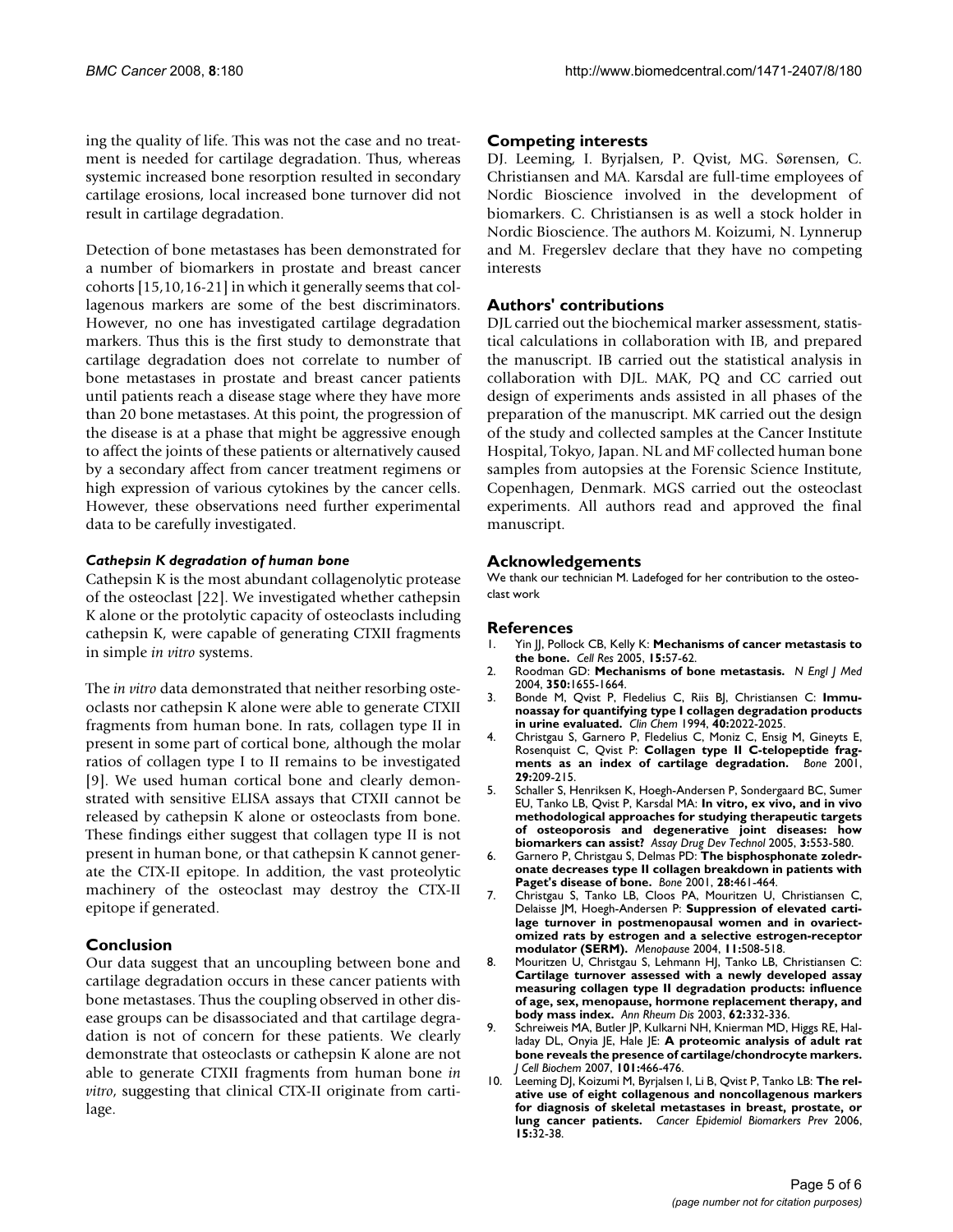ing the quality of life. This was not the case and no treatment is needed for cartilage degradation. Thus, whereas systemic increased bone resorption resulted in secondary cartilage erosions, local increased bone turnover did not result in cartilage degradation.

Detection of bone metastases has been demonstrated for a number of biomarkers in prostate and breast cancer cohorts [15,10,16-21] in which it generally seems that collagenous markers are some of the best discriminators. However, no one has investigated cartilage degradation markers. Thus this is the first study to demonstrate that cartilage degradation does not correlate to number of bone metastases in prostate and breast cancer patients until patients reach a disease stage where they have more than 20 bone metastases. At this point, the progression of the disease is at a phase that might be aggressive enough to affect the joints of these patients or alternatively caused by a secondary affect from cancer treatment regimens or high expression of various cytokines by the cancer cells. However, these observations need further experimental data to be carefully investigated.

### *Cathepsin K degradation of human bone*

Cathepsin K is the most abundant collagenolytic protease of the osteoclast [22]. We investigated whether cathepsin K alone or the protolytic capacity of osteoclasts including cathepsin K, were capable of generating CTXII fragments in simple *in vitro* systems.

The *in vitro* data demonstrated that neither resorbing osteoclasts nor cathepsin K alone were able to generate CTXII fragments from human bone. In rats, collagen type II in present in some part of cortical bone, although the molar ratios of collagen type I to II remains to be investigated [9]. We used human cortical bone and clearly demonstrated with sensitive ELISA assays that CTXII cannot be released by cathepsin K alone or osteoclasts from bone. These findings either suggest that collagen type II is not present in human bone, or that cathepsin K cannot generate the CTX-II epitope. In addition, the vast proteolytic machinery of the osteoclast may destroy the CTX-II epitope if generated.

## Conclusion

Our data suggest that an uncoupling between bone and cartilage degradation occurs in these cancer patients with bone metastases. Thus the coupling observed in other disease groups can be disassociated and that cartilage degradation is not of concern for these patients. We clearly demonstrate that osteoclasts or cathepsin K alone are not able to generate CTXII fragments from human bone *in vitro*, suggesting that clinical CTX-II originate from cartilage.

## Competing interests

DJ. Leeming, I. Byrjalsen, P. Qvist, MG. Sørensen, C. Christiansen and MA. Karsdal are full-time employees of Nordic Bioscience involved in the development of biomarkers. C. Christiansen is as well a stock holder in Nordic Bioscience. The authors M. Koizumi, N. Lynnerup and M. Fregerslev declare that they have no competing interests

## Authors' contributions

DJL carried out the biochemical marker assessment, statistical calculations in collaboration with IB, and prepared the manuscript. IB carried out the statistical analysis in collaboration with DJL. MAK, PQ and CC carried out design of experiments ands assisted in all phases of the preparation of the manuscript. MK carried out the design of the study and collected samples at the Cancer Institute Hospital, Tokyo, Japan. NL and MF collected human bone samples from autopsies at the Forensic Science Institute, Copenhagen, Denmark. MGS carried out the osteoclast experiments. All authors read and approved the final manuscript.

## Acknowledgements

We thank our technician M. Ladefoged for her contribution to the osteoclast work

## References

1. Yin JJ, Pollock CB, Kelly K: **Mechanisms of cancer metastasis to the bone.** *Cell Res* 2005, **15:**57-62.
2. Roodman GD: **Mechanisms of bone metastasis.** *N Engl J Med* 2004, **350:**1655-1664.
3. Bonde M, Qvist P, Fledelius C, Riis BJ, Christiansen C: **Immunoassay for quantifying type I collagen degradation products in urine evaluated.** *Clin Chem* 1994, **40:**2022-2025.
4. Christgau S, Garnero P, Fledelius C, Moniz C, Ensig M, Gineyts E, Rosenquist C, Qvist P: **Collagen type II C-telopeptide fragments as an index of cartilage degradation.** *Bone* 2001, **29:**209-215.
5. Schaller S, Henriksen K, Hoegh-Andersen P, Sondergaard BC, Sumer EU, Tanko LB, Qvist P, Karsdal MA: **In vitro, ex vivo, and in vivo methodological approaches for studying therapeutic targets of osteoporosis and degenerative joint diseases: how biomarkers can assist?** *Assay Drug Dev Technol* 2005, **3:**553-580.
6. Garnero P, Christgau S, Delmas PD: **The bisphosphonate zoledronate decreases type II collagen breakdown in patients with Paget's disease of bone.** *Bone* 2001, **28:**461-464.
7. Christgau S, Tanko LB, Cloos PA, Mouritzen U, Christiansen C, Delaisse JM, Hoegh-Andersen P: **Suppression of elevated cartilage turnover in postmenopausal women and in ovariectomized rats by estrogen and a selective estrogen-receptor modulator (SERM).** *Menopause* 2004, **11:**508-518.
8. Mouritzen U, Christgau S, Lehmann HJ, Tanko LB, Christiansen C: **Cartilage turnover assessed with a newly developed assay measuring collagen type II degradation products: influence of age, sex, menopause, hormone replacement therapy, and body mass index.** *Ann Rheum Dis* 2003, **62:**332-336.
9. Schreiweis MA, Butler JP, Kulkarni NH, Knierman MD, Higgs RE, Halladay DL, Onyia JE, Hale JE: **A proteomic analysis of adult rat bone reveals the presence of cartilage/chondrocyte markers.** *J Cell Biochem* 2007, **101:**466-476.
10. Leeming DJ, Koizumi M, Byrjalsen I, Li B, Qvist P, Tanko LB: **The relative use of eight collagenous and noncollagenous markers for diagnosis of skeletal metastases in breast, prostate, or lung cancer patients.** *Cancer Epidemiol Biomarkers Prev* 2006, **15:**32-38.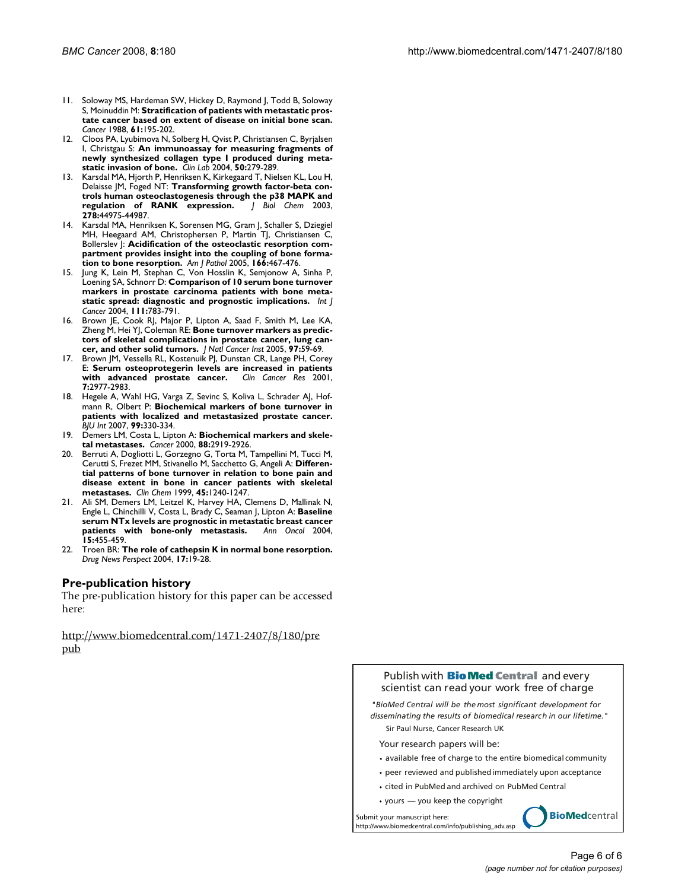11. Soloway MS, Hardeman SW, Hickey D, Raymond J, Todd B, Soloway S, Moinuddin M: **Stratification of patients with metastatic prostate cancer based on extent of disease on initial bone scan.** *Cancer* 1988, **61:**195-202.
12. Cloos PA, Lyubimova N, Solberg H, Qvist P, Christiansen C, Byrjalsen I, Christgau S: **An immunoassay for measuring fragments of newly synthesized collagen type I produced during metastatic invasion of bone.** *Clin Lab* 2004, **50:**279-289.
13. Karsdal MA, Hjorth P, Henriksen K, Kirkegaard T, Nielsen KL, Lou H, Delaisse JM, Foged NT: **Transforming growth factor-beta controls human osteoclastogenesis through the p38 MAPK and regulation of RANK expression.** *J Biol Chem* 2003, **278:**44975-44987.
14. Karsdal MA, Henriksen K, Sorensen MG, Gram J, Schaller S, Dziegiel MH, Heegaard AM, Christophersen P, Martin TJ, Christiansen C, Bollerslev J: **Acidification of the osteoclastic resorption compartment provides insight into the coupling of bone formation to bone resorption.** *Am J Pathol* 2005, **166:**467-476.
15. Jung K, Lein M, Stephan C, Von Hosslin K, Semjonow A, Sinha P, Loening SA, Schnorr D: **Comparison of 10 serum bone turnover markers in prostate carcinoma patients with bone metastatic spread: diagnostic and prognostic implications.** *Int J Cancer* 2004, **111:**783-791.
16. Brown JE, Cook RJ, Major P, Lipton A, Saad F, Smith M, Lee KA, Zheng M, Hei YJ, Coleman RE: **Bone turnover markers as predictors of skeletal complications in prostate cancer, lung cancer, and other solid tumors.** *J Natl Cancer Inst* 2005, **97:**59-69.
17. Brown JM, Vessella RL, Kostenuik PJ, Dunstan CR, Lange PH, Corey E: **Serum osteoprotegerin levels are increased in patients with advanced prostate cancer.** *Clin Cancer Res* 2001, **7:**2977-2983.
18. Hegele A, Wahl HG, Varga Z, Sevinc S, Koliva L, Schrader AJ, Hofmann R, Olbert P: **Biochemical markers of bone turnover in patients with localized and metastasized prostate cancer.** *BJU Int* 2007, **99:**330-334.
19. Demers LM, Costa L, Lipton A: **Biochemical markers and skeletal metastases.** *Cancer* 2000, **88:**2919-2926.
20. Berruti A, Dogliotti L, Gorzegno G, Torta M, Tampellini M, Tucci M, Cerutti S, Frezet MM, Stivanello M, Sacchetto G, Angeli A: **Differential patterns of bone turnover in relation to bone pain and disease extent in bone in cancer patients with skeletal metastases.** *Clin Chem* 1999, **45:**1240-1247.
21. Ali SM, Demers LM, Leitzel K, Harvey HA, Clemens D, Mallinak N, Engle L, Chinchilli V, Costa L, Brady C, Seaman J, Lipton A: **Baseline serum NTx levels are prognostic in metastatic breast cancer patients with bone-only metastasis.** *Ann Oncol* 2004, **15:**455-459.
22. Troen BR: **The role of cathepsin K in normal bone resorption.** *Drug News Perspect* 2004, **17:**19-28.

## Pre-publication history

The pre-publication history for this paper can be accessed here:

http://www.biomedcentral.com/1471-2407/8/180/prepub

Publish with **BioMed Central** and every scientist can read your work free of charge

*"BioMed Central will be the most significant development for disseminating the results of biomedical research in our lifetime."*
Sir Paul Nurse, Cancer Research UK

Your research papers will be:

- available free of charge to the entire biomedical community
- peer reviewed and published immediately upon acceptance
- cited in PubMed and archived on PubMed Central
- yours — you keep the copyright

Submit your manuscript here:
http://www.biomedcentral.com/info/publishing_adv.asp

BioMedcentral